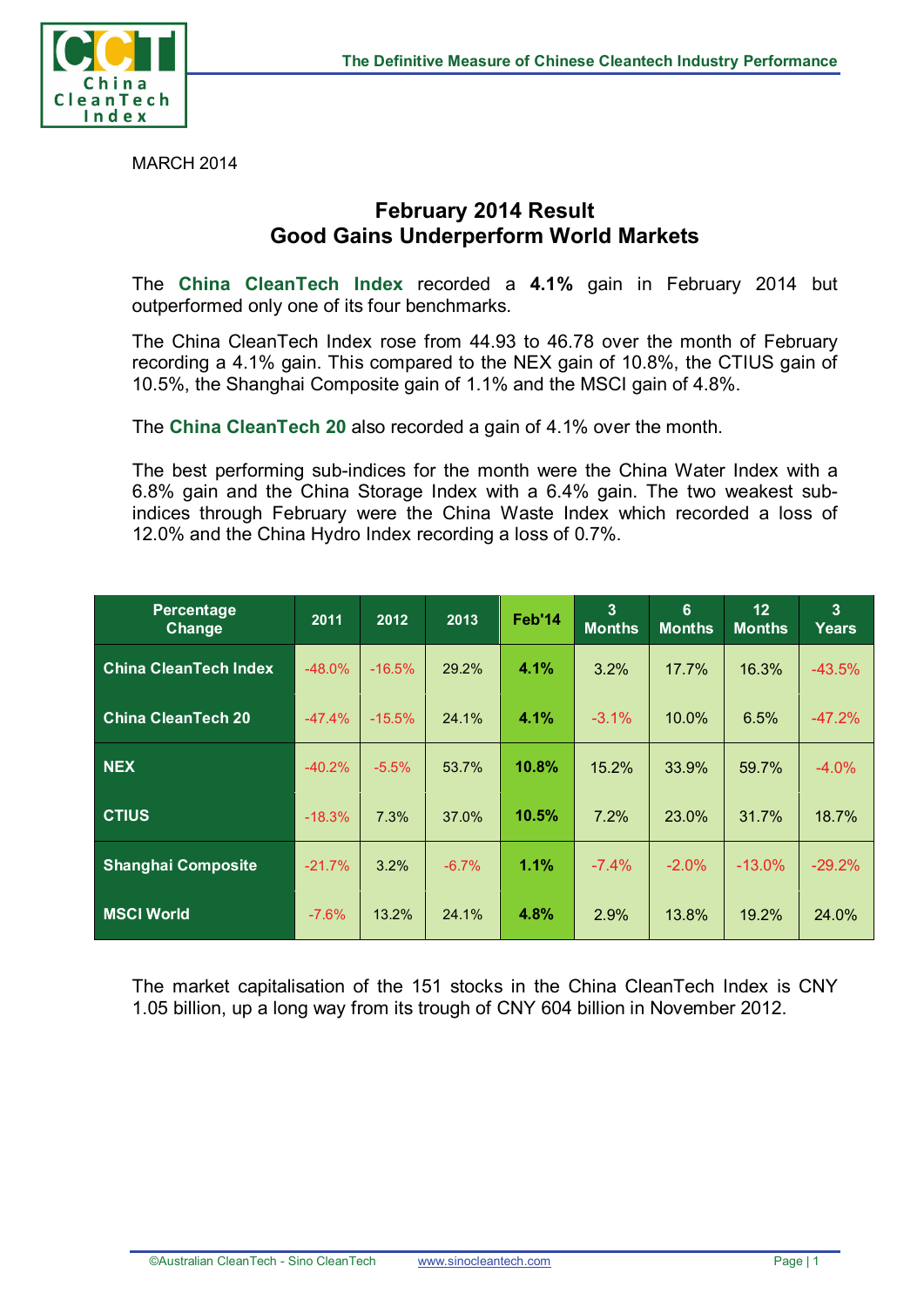MARCH 2014

## February 2014 Result
## Good Gains Underperform World Markets

The **China CleanTech Index** recorded a **4.1%** gain in February 2014 but outperformed only one of its four benchmarks.

The China CleanTech Index rose from 44.93 to 46.78 over the month of February recording a 4.1% gain. This compared to the NEX gain of 10.8%, the CTIUS gain of 10.5%, the Shanghai Composite gain of 1.1% and the MSCI gain of 4.8%.

The **China CleanTech 20** also recorded a gain of 4.1% over the month.

The best performing sub-indices for the month were the China Water Index with a 6.8% gain and the China Storage Index with a 6.4% gain. The two weakest sub-indices through February were the China Waste Index which recorded a loss of 12.0% and the China Hydro Index recording a loss of 0.7%.

| Percentage Change | 2011 | 2012 | 2013 | Feb'14 | 3 Months | 6 Months | 12 Months | 3 Years |
|---|---|---|---|---|---|---|---|---|
| China CleanTech Index | -48.0% | -16.5% | 29.2% | **4.1%** | 3.2% | 17.7% | 16.3% | -43.5% |
| China CleanTech 20 | -47.4% | -15.5% | 24.1% | **4.1%** | -3.1% | 10.0% | 6.5% | -47.2% |
| NEX | -40.2% | -5.5% | 53.7% | **10.8%** | 15.2% | 33.9% | 59.7% | -4.0% |
| CTIUS | -18.3% | 7.3% | 37.0% | **10.5%** | 7.2% | 23.0% | 31.7% | 18.7% |
| Shanghai Composite | -21.7% | 3.2% | -6.7% | **1.1%** | -7.4% | -2.0% | -13.0% | -29.2% |
| MSCI World | -7.6% | 13.2% | 24.1% | **4.8%** | 2.9% | 13.8% | 19.2% | 24.0% |

The market capitalisation of the 151 stocks in the China CleanTech Index is CNY 1.05 billion, up a long way from its trough of CNY 604 billion in November 2012.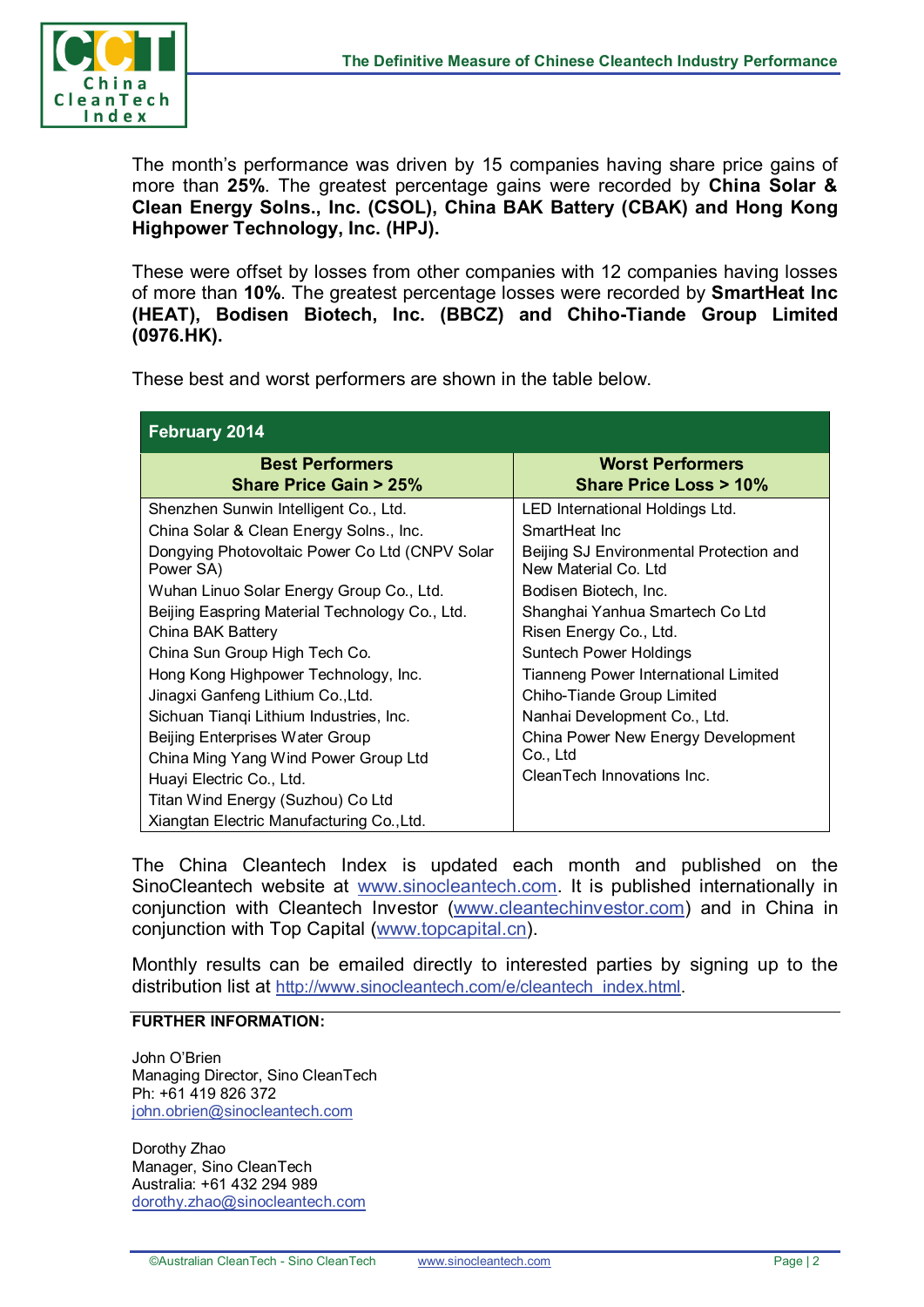The month's performance was driven by 15 companies having share price gains of more than **25%**. The greatest percentage gains were recorded by **China Solar & Clean Energy Solns., Inc. (CSOL), China BAK Battery (CBAK) and Hong Kong Highpower Technology, Inc. (HPJ).**

These were offset by losses from other companies with 12 companies having losses of more than **10%**. The greatest percentage losses were recorded by **SmartHeat Inc (HEAT), Bodisen Biotech, Inc. (BBCZ) and Chiho-Tiande Group Limited (0976.HK).**

These best and worst performers are shown in the table below.

| February 2014 | |
|---|---|
| **Best Performers Share Price Gain > 25%** | **Worst Performers Share Price Loss > 10%** |
| Shenzhen Sunwin Intelligent Co., Ltd. | LED International Holdings Ltd. |
| China Solar & Clean Energy Solns., Inc. | SmartHeat Inc |
| Dongying Photovoltaic Power Co Ltd (CNPV Solar Power SA) | Beijing SJ Environmental Protection and New Material Co. Ltd |
| Wuhan Linuo Solar Energy Group Co., Ltd. | Bodisen Biotech, Inc. |
| Beijing Easpring Material Technology Co., Ltd. | Shanghai Yanhua Smartech Co Ltd |
| China BAK Battery | Risen Energy Co., Ltd. |
| China Sun Group High Tech Co. | Suntech Power Holdings |
| Hong Kong Highpower Technology, Inc. | Tianneng Power International Limited |
| Jinagxi Ganfeng Lithium Co.,Ltd. | Chiho-Tiande Group Limited |
| Sichuan Tianqi Lithium Industries, Inc. | Nanhai Development Co., Ltd. |
| Beijing Enterprises Water Group | China Power New Energy Development Co., Ltd |
| China Ming Yang Wind Power Group Ltd | CleanTech Innovations Inc. |
| Huayi Electric Co., Ltd. | |
| Titan Wind Energy (Suzhou) Co Ltd | |
| Xiangtan Electric Manufacturing Co.,Ltd. | |

The China Cleantech Index is updated each month and published on the SinoCleantech website at www.sinocleantech.com. It is published internationally in conjunction with Cleantech Investor (www.cleantechinvestor.com) and in China in conjunction with Top Capital (www.topcapital.cn).

Monthly results can be emailed directly to interested parties by signing up to the distribution list at http://www.sinocleantech.com/e/cleantech_index.html.

**FURTHER INFORMATION:**

John O'Brien
Managing Director, Sino CleanTech
Ph: +61 419 826 372
john.obrien@sinocleantech.com

Dorothy Zhao
Manager, Sino CleanTech
Australia: +61 432 294 989
dorothy.zhao@sinocleantech.com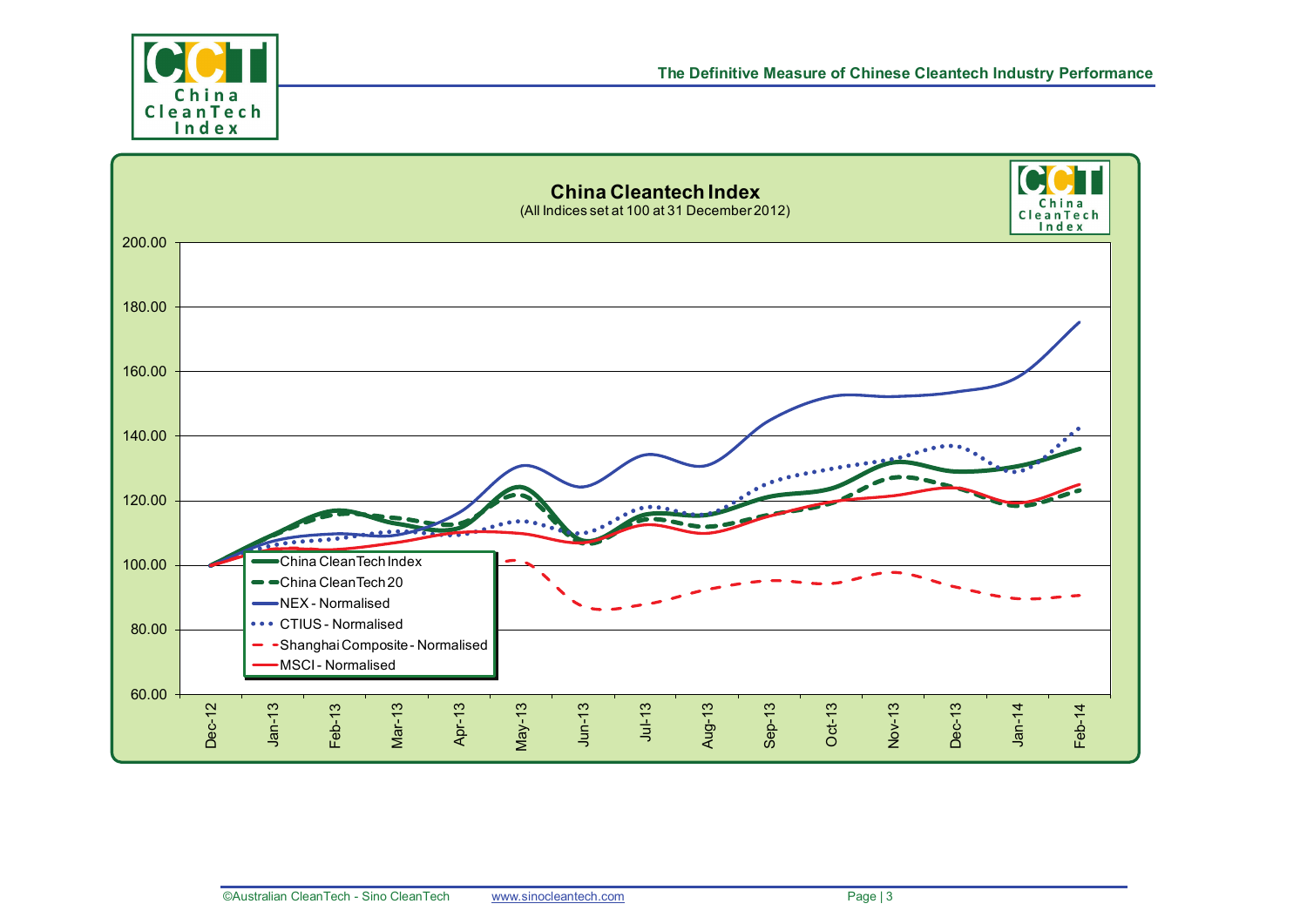China CleanTech Index

The Definitive Measure of Chinese Cleantech Industry Performance

## China Cleantech Index

(All Indices set at 100 at 31 December 2012)

200.00
180.00
160.00
140.00
120.00
100.00
80.00
60.00

Dec-12 Jan-13 Feb-13 Mar-13 Apr-13 May-13 Jun-13 Jul-13 Aug-13 Sep-13 Oct-13 Nov-13 Dec-13 Jan-14 Feb-14

China CleanTech Index
China CleanTech 20
NEX - Normalised
CTIUS - Normalised
Shanghai Composite - Normalised
MSCI - Normalised

©Australian CleanTech - Sino CleanTech www.sinocleantech.com